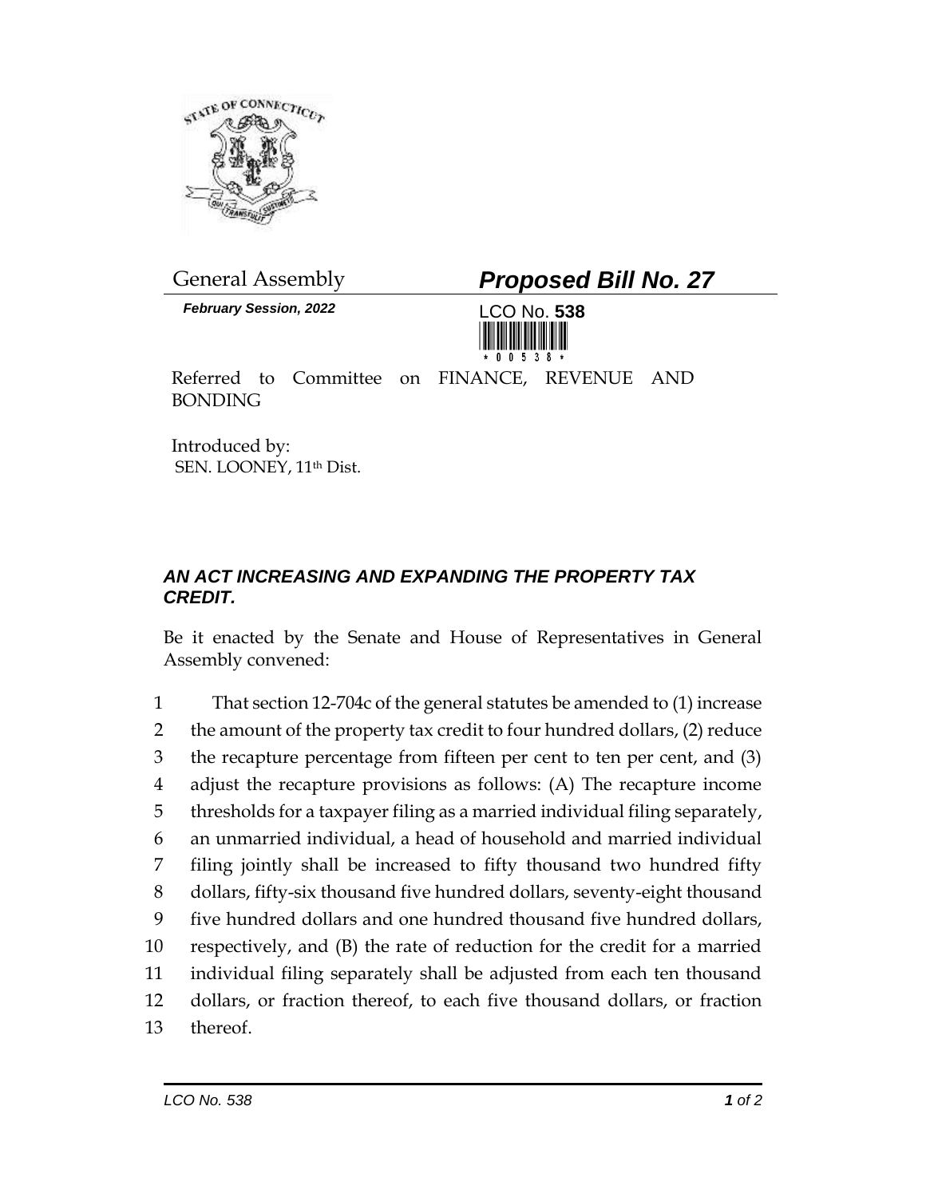General Assembly

# *Proposed Bill No. 27*

***February Session, 2022***

LCO No. **538**

Referred to Committee on FINANCE, REVENUE AND BONDING

Introduced by:
SEN. LOONEY, 11th Dist.

## *AN ACT INCREASING AND EXPANDING THE PROPERTY TAX CREDIT.*

Be it enacted by the Senate and House of Representatives in General Assembly convened:

That section 12-704c of the general statutes be amended to (1) increase the amount of the property tax credit to four hundred dollars, (2) reduce the recapture percentage from fifteen per cent to ten per cent, and (3) adjust the recapture provisions as follows: (A) The recapture income thresholds for a taxpayer filing as a married individual filing separately, an unmarried individual, a head of household and married individual filing jointly shall be increased to fifty thousand two hundred fifty dollars, fifty-six thousand five hundred dollars, seventy-eight thousand five hundred dollars and one hundred thousand five hundred dollars, respectively, and (B) the rate of reduction for the credit for a married individual filing separately shall be adjusted from each ten thousand dollars, or fraction thereof, to each five thousand dollars, or fraction thereof.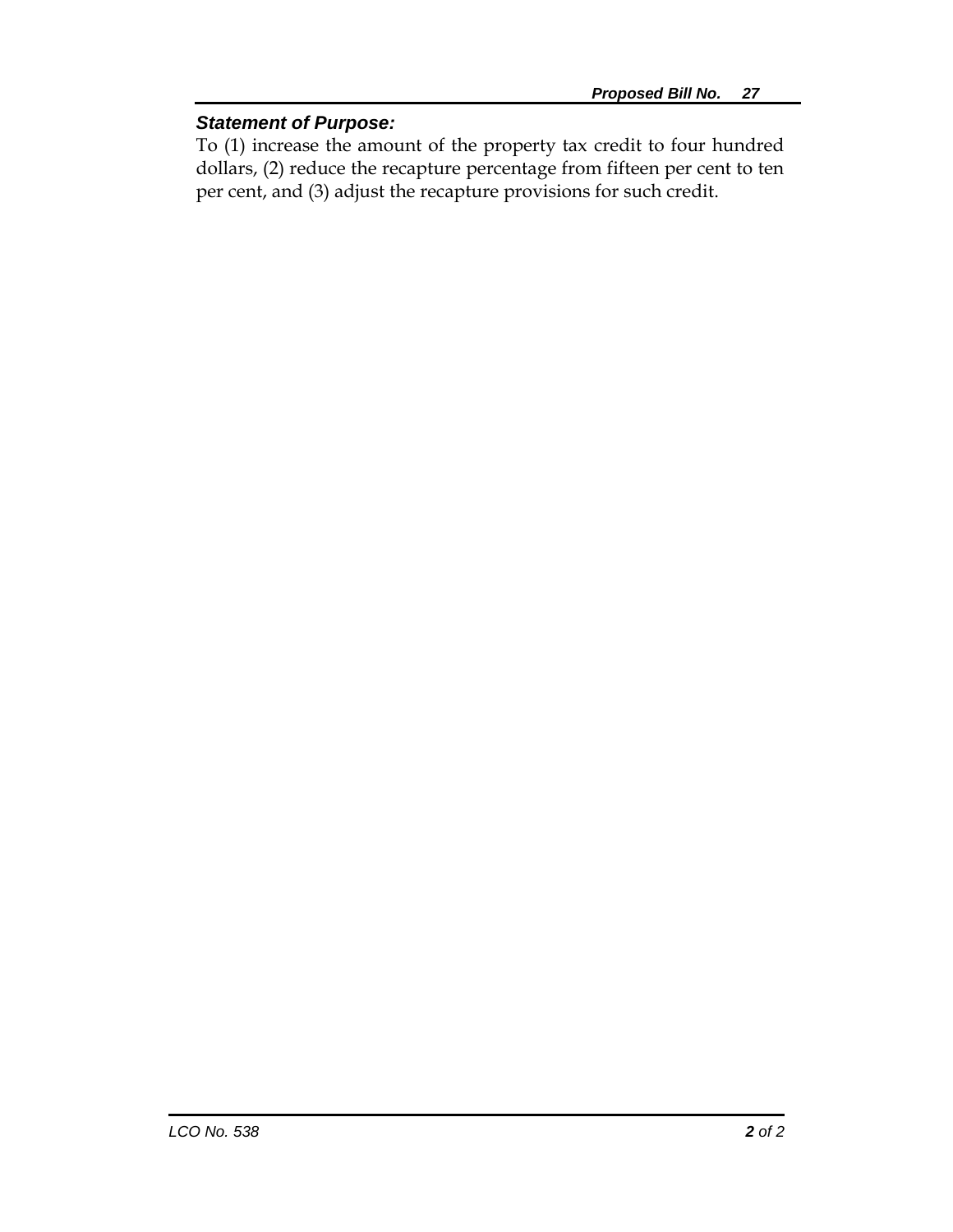***Statement of Purpose:***

To (1) increase the amount of the property tax credit to four hundred dollars, (2) reduce the recapture percentage from fifteen per cent to ten per cent, and (3) adjust the recapture provisions for such credit.